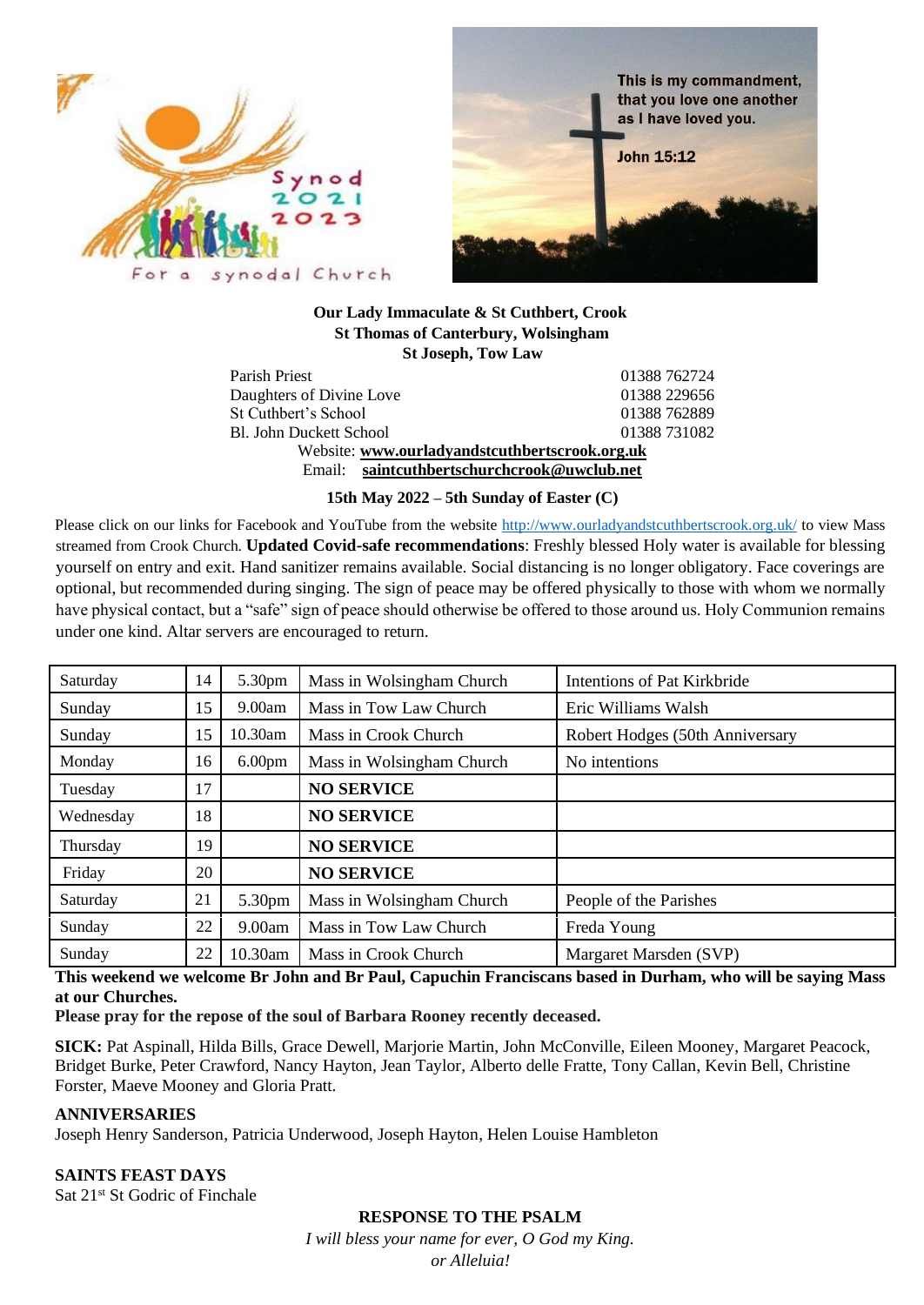**Our Lady Immaculate & St Cuthbert, Crook**
**St Thomas of Canterbury, Wolsingham**
**St Joseph, Tow Law**

| | |
|---|---|
| Parish Priest | 01388 762724 |
| Daughters of Divine Love | 01388 229656 |
| St Cuthbert's School | 01388 762889 |
| Bl. John Duckett School | 01388 731082 |

Website: **www.ourladyandstcuthbertscrook.org.uk**
Email: **saintcuthbertschurchcrook@uwclub.net**

**15th May 2022 – 5th Sunday of Easter (C)**

Please click on our links for Facebook and YouTube from the website http://www.ourladyandstcuthbertscrook.org.uk/ to view Mass streamed from Crook Church. **Updated Covid-safe recommendations**: Freshly blessed Holy water is available for blessing yourself on entry and exit. Hand sanitizer remains available. Social distancing is no longer obligatory. Face coverings are optional, but recommended during singing. The sign of peace may be offered physically to those with whom we normally have physical contact, but a "safe" sign of peace should otherwise be offered to those around us. Holy Communion remains under one kind. Altar servers are encouraged to return.

| | | | | |
|---|---|---|---|---|
| Saturday | 14 | 5.30pm | Mass in Wolsingham Church | Intentions of Pat Kirkbride |
| Sunday | 15 | 9.00am | Mass in Tow Law Church | Eric Williams Walsh |
| Sunday | 15 | 10.30am | Mass in Crook Church | Robert Hodges (50th Anniversary |
| Monday | 16 | 6.00pm | Mass in Wolsingham Church | No intentions |
| Tuesday | 17 | | **NO SERVICE** | |
| Wednesday | 18 | | **NO SERVICE** | |
| Thursday | 19 | | **NO SERVICE** | |
| Friday | 20 | | **NO SERVICE** | |
| Saturday | 21 | 5.30pm | Mass in Wolsingham Church | People of the Parishes |
| Sunday | 22 | 9.00am | Mass in Tow Law Church | Freda Young |
| Sunday | 22 | 10.30am | Mass in Crook Church | Margaret Marsden (SVP) |

**This weekend we welcome Br John and Br Paul, Capuchin Franciscans based in Durham, who will be saying Mass at our Churches.**

**Please pray for the repose of the soul of Barbara Rooney recently deceased.**

**SICK:** Pat Aspinall, Hilda Bills, Grace Dewell, Marjorie Martin, John McConville, Eileen Mooney, Margaret Peacock, Bridget Burke, Peter Crawford, Nancy Hayton, Jean Taylor, Alberto delle Fratte, Tony Callan, Kevin Bell, Christine Forster, Maeve Mooney and Gloria Pratt.

**ANNIVERSARIES**

Joseph Henry Sanderson, Patricia Underwood, Joseph Hayton, Helen Louise Hambleton

**SAINTS FEAST DAYS**

Sat 21st St Godric of Finchale

**RESPONSE TO THE PSALM**

*I will bless your name for ever, O God my King.*
*or Alleluia!*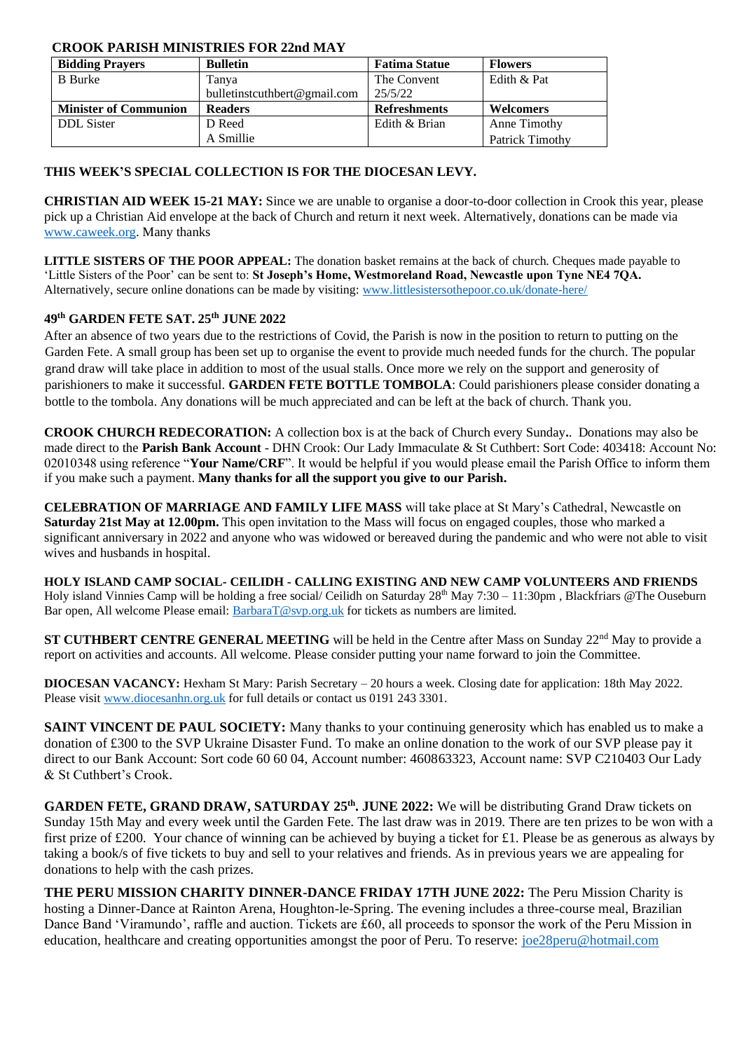**CROOK PARISH MINISTRIES FOR 22nd MAY**

| **Bidding Prayers** | **Bulletin** | **Fatima Statue** | **Flowers** |
|---|---|---|---|
| B Burke | Tanya<br>bulletinstcuthbert@gmail.com | The Convent<br>25/5/22 | Edith & Pat |
| **Minister of Communion** | **Readers** | **Refreshments** | **Welcomers** |
| DDL Sister | D Reed<br>A Smillie | Edith & Brian | Anne Timothy<br>Patrick Timothy |

**THIS WEEK'S SPECIAL COLLECTION IS FOR THE DIOCESAN LEVY.**

**CHRISTIAN AID WEEK 15-21 MAY:** Since we are unable to organise a door-to-door collection in Crook this year, please pick up a Christian Aid envelope at the back of Church and return it next week. Alternatively, donations can be made via www.caweek.org. Many thanks

**LITTLE SISTERS OF THE POOR APPEAL:** The donation basket remains at the back of church. Cheques made payable to 'Little Sisters of the Poor' can be sent to: **St Joseph's Home, Westmoreland Road, Newcastle upon Tyne NE4 7QA.** Alternatively, secure online donations can be made by visiting: www.littlesistersothepoor.co.uk/donate-here/

**49th GARDEN FETE SAT. 25th JUNE 2022**

After an absence of two years due to the restrictions of Covid, the Parish is now in the position to return to putting on the Garden Fete. A small group has been set up to organise the event to provide much needed funds for the church. The popular grand draw will take place in addition to most of the usual stalls. Once more we rely on the support and generosity of parishioners to make it successful. **GARDEN FETE BOTTLE TOMBOLA**: Could parishioners please consider donating a bottle to the tombola. Any donations will be much appreciated and can be left at the back of church. Thank you.

**CROOK CHURCH REDECORATION:** A collection box is at the back of Church every Sunday**.** Donations may also be made direct to the **Parish Bank Account** - DHN Crook: Our Lady Immaculate & St Cuthbert: Sort Code: 403418: Account No: 02010348 using reference "**Your Name/CRF**". It would be helpful if you would please email the Parish Office to inform them if you make such a payment. **Many thanks for all the support you give to our Parish.**

**CELEBRATION OF MARRIAGE AND FAMILY LIFE MASS** will take place at St Mary's Cathedral, Newcastle on **Saturday 21st May at 12.00pm.** This open invitation to the Mass will focus on engaged couples, those who marked a significant anniversary in 2022 and anyone who was widowed or bereaved during the pandemic and who were not able to visit wives and husbands in hospital.

**HOLY ISLAND CAMP SOCIAL- CEILIDH - CALLING EXISTING AND NEW CAMP VOLUNTEERS AND FRIENDS**
Holy island Vinnies Camp will be holding a free social/ Ceilidh on Saturday 28th May 7:30 – 11:30pm , Blackfriars @The Ouseburn Bar open, All welcome Please email: BarbaraT@svp.org.uk for tickets as numbers are limited.

**ST CUTHBERT CENTRE GENERAL MEETING** will be held in the Centre after Mass on Sunday 22nd May to provide a report on activities and accounts. All welcome. Please consider putting your name forward to join the Committee.

**DIOCESAN VACANCY:** Hexham St Mary: Parish Secretary – 20 hours a week. Closing date for application: 18th May 2022. Please visit www.diocesanhn.org.uk for full details or contact us 0191 243 3301.

**SAINT VINCENT DE PAUL SOCIETY:** Many thanks to your continuing generosity which has enabled us to make a donation of £300 to the SVP Ukraine Disaster Fund. To make an online donation to the work of our SVP please pay it direct to our Bank Account: Sort code 60 60 04, Account number: 460863323, Account name: SVP C210403 Our Lady & St Cuthbert's Crook.

**GARDEN FETE, GRAND DRAW, SATURDAY 25th. JUNE 2022:** We will be distributing Grand Draw tickets on Sunday 15th May and every week until the Garden Fete. The last draw was in 2019. There are ten prizes to be won with a first prize of £200. Your chance of winning can be achieved by buying a ticket for £1. Please be as generous as always by taking a book/s of five tickets to buy and sell to your relatives and friends. As in previous years we are appealing for donations to help with the cash prizes.

**THE PERU MISSION CHARITY DINNER-DANCE FRIDAY 17TH JUNE 2022:** The Peru Mission Charity is hosting a Dinner-Dance at Rainton Arena, Houghton-le-Spring. The evening includes a three-course meal, Brazilian Dance Band 'Viramundo', raffle and auction. Tickets are £60, all proceeds to sponsor the work of the Peru Mission in education, healthcare and creating opportunities amongst the poor of Peru. To reserve: joe28peru@hotmail.com